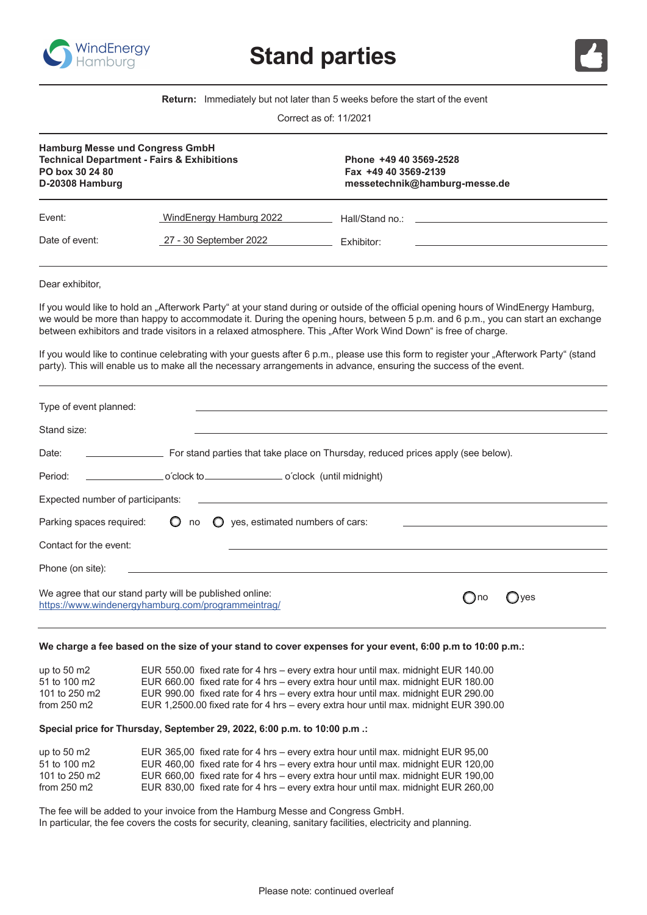WindEnergy Hamburg

# Stand parties

**Return:** Immediately but not later than 5 weeks before the start of the event

Correct as of: 11/2021

**Hamburg Messe und Congress GmbH**
**Technical Department - Fairs & Exhibitions**
**PO box 30 24 80**
**D-20308 Hamburg**

**Phone +49 40 3569-2528**
**Fax +49 40 3569-2139**
**messetechnik@hamburg-messe.de**

Event: WindEnergy Hamburg 2022 Hall/Stand no.: ______________

Date of event: 27 - 30 September 2022 Exhibitor: ______________

Dear exhibitor,

If you would like to hold an „Afterwork Party“ at your stand during or outside of the official opening hours of WindEnergy Hamburg, we would be more than happy to accommodate it. During the opening hours, between 5 p.m. and 6 p.m., you can start an exchange between exhibitors and trade visitors in a relaxed atmosphere. This „After Work Wind Down“ is free of charge.

If you would like to continue celebrating with your guests after 6 p.m., please use this form to register your „Afterwork Party“ (stand party). This will enable us to make all the necessary arrangements in advance, ensuring the success of the event.

Type of event planned: ______________

Stand size: ______________

Date: ______________ For stand parties that take place on Thursday, reduced prices apply (see below).

Period: ______________ o´clock to ______________ o´clock (until midnight)

Expected number of participants: ______________

Parking spaces required: ○ no ○ yes, estimated numbers of cars: ______________

Contact for the event: ______________

Phone (on site): ______________

We agree that our stand party will be published online: ○ no ○ yes
https://www.windenergyhamburg.com/programmeintrag/

**We charge a fee based on the size of your stand to cover expenses for your event, 6:00 p.m to 10:00 p.m.:**

| | |
|---|---|
| up to 50 m2 | EUR 550.00 fixed rate for 4 hrs – every extra hour until max. midnight EUR 140.00 |
| 51 to 100 m2 | EUR 660.00 fixed rate for 4 hrs – every extra hour until max. midnight EUR 180.00 |
| 101 to 250 m2 | EUR 990.00 fixed rate for 4 hrs – every extra hour until max. midnight EUR 290.00 |
| from 250 m2 | EUR 1,2500.00 fixed rate for 4 hrs – every extra hour until max. midnight EUR 390.00 |

**Special price for Thursday, September 29, 2022, 6:00 p.m. to 10:00 p.m .:**

| | |
|---|---|
| up to 50 m2 | EUR 365,00 fixed rate for 4 hrs – every extra hour until max. midnight EUR 95,00 |
| 51 to 100 m2 | EUR 460,00 fixed rate for 4 hrs – every extra hour until max. midnight EUR 120,00 |
| 101 to 250 m2 | EUR 660,00 fixed rate for 4 hrs – every extra hour until max. midnight EUR 190,00 |
| from 250 m2 | EUR 830,00 fixed rate for 4 hrs – every extra hour until max. midnight EUR 260,00 |

The fee will be added to your invoice from the Hamburg Messe and Congress GmbH.
In particular, the fee covers the costs for security, cleaning, sanitary facilities, electricity and planning.

Please note: continued overleaf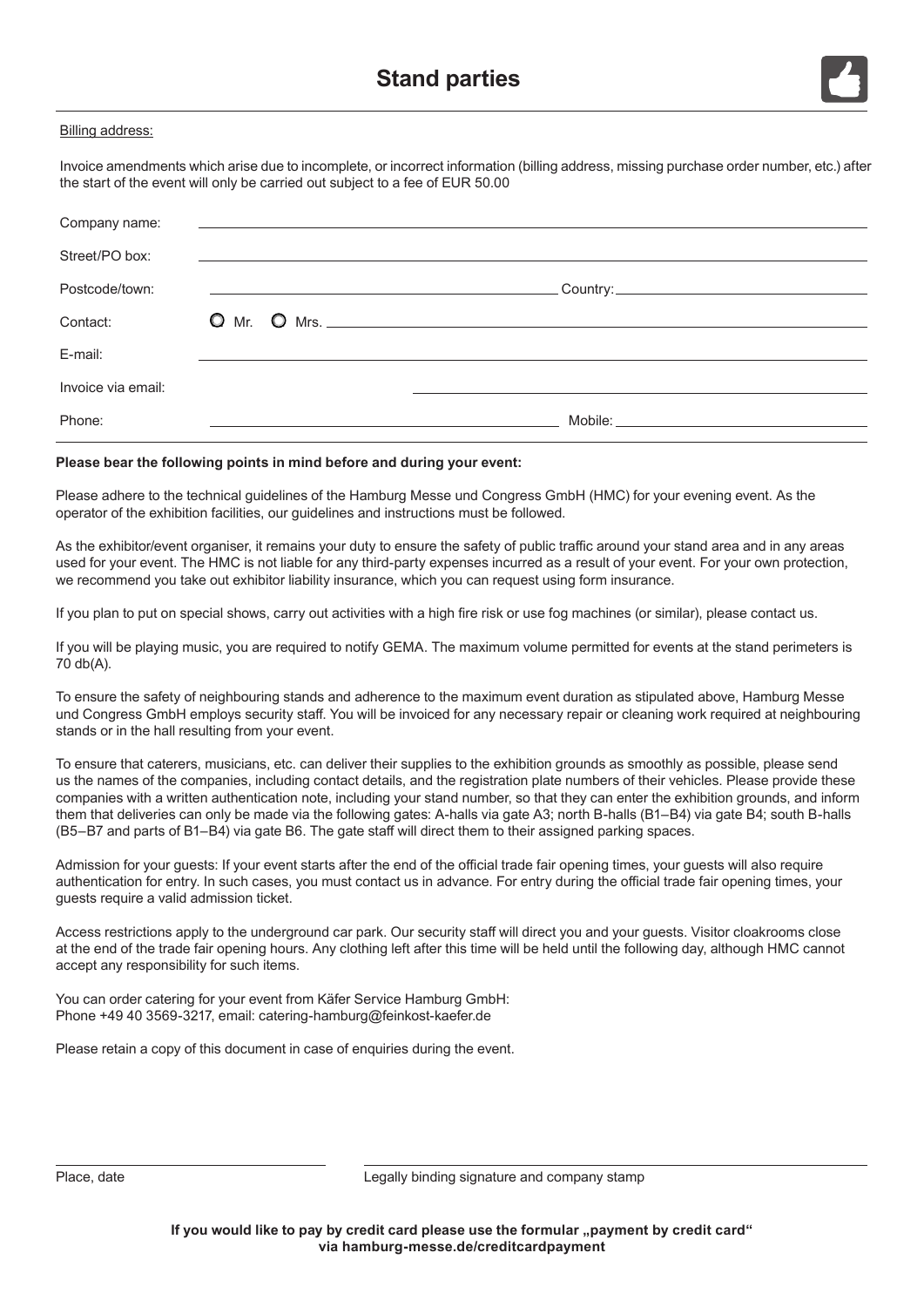# Stand parties

Billing address:

Invoice amendments which arise due to incomplete, or incorrect information (billing address, missing purchase order number, etc.) after the start of the event will only be carried out subject to a fee of EUR 50.00

Company name: \_\_\_\_\_\_\_\_\_\_\_\_\_\_\_\_\_\_\_\_

Street/PO box: \_\_\_\_\_\_\_\_\_\_\_\_\_\_\_\_\_\_\_\_

Postcode/town: \_\_\_\_\_\_\_\_\_\_\_\_\_\_\_\_\_\_\_\_ Country: \_\_\_\_\_\_\_\_\_\_\_\_\_\_\_\_\_\_\_\_

Contact: ○ Mr. ○ Mrs. \_\_\_\_\_\_\_\_\_\_\_\_\_\_\_\_\_\_\_\_

E-mail: \_\_\_\_\_\_\_\_\_\_\_\_\_\_\_\_\_\_\_\_

Invoice via email: \_\_\_\_\_\_\_\_\_\_\_\_\_\_\_\_\_\_\_\_

Phone: \_\_\_\_\_\_\_\_\_\_\_\_\_\_\_\_\_\_\_\_ Mobile: \_\_\_\_\_\_\_\_\_\_\_\_\_\_\_\_\_\_\_\_

**Please bear the following points in mind before and during your event:**

Please adhere to the technical guidelines of the Hamburg Messe und Congress GmbH (HMC) for your evening event. As the operator of the exhibition facilities, our guidelines and instructions must be followed.

As the exhibitor/event organiser, it remains your duty to ensure the safety of public traffic around your stand area and in any areas used for your event. The HMC is not liable for any third-party expenses incurred as a result of your event. For your own protection, we recommend you take out exhibitor liability insurance, which you can request using form insurance.

If you plan to put on special shows, carry out activities with a high fire risk or use fog machines (or similar), please contact us.

If you will be playing music, you are required to notify GEMA. The maximum volume permitted for events at the stand perimeters is 70 db(A).

To ensure the safety of neighbouring stands and adherence to the maximum event duration as stipulated above, Hamburg Messe und Congress GmbH employs security staff. You will be invoiced for any necessary repair or cleaning work required at neighbouring stands or in the hall resulting from your event.

To ensure that caterers, musicians, etc. can deliver their supplies to the exhibition grounds as smoothly as possible, please send us the names of the companies, including contact details, and the registration plate numbers of their vehicles. Please provide these companies with a written authentication note, including your stand number, so that they can enter the exhibition grounds, and inform them that deliveries can only be made via the following gates: A-halls via gate A3; north B-halls (B1–B4) via gate B4; south B-halls (B5–B7 and parts of B1–B4) via gate B6. The gate staff will direct them to their assigned parking spaces.

Admission for your guests: If your event starts after the end of the official trade fair opening times, your guests will also require authentication for entry. In such cases, you must contact us in advance. For entry during the official trade fair opening times, your guests require a valid admission ticket.

Access restrictions apply to the underground car park. Our security staff will direct you and your guests. Visitor cloakrooms close at the end of the trade fair opening hours. Any clothing left after this time will be held until the following day, although HMC cannot accept any responsibility for such items.

You can order catering for your event from Käfer Service Hamburg GmbH:
Phone +49 40 3569-3217, email: catering-hamburg@feinkost-kaefer.de

Please retain a copy of this document in case of enquiries during the event.

\_\_\_\_\_\_\_\_\_\_\_\_\_\_\_\_\_\_\_\_ \_\_\_\_\_\_\_\_\_\_\_\_\_\_\_\_\_\_\_\_

Place, date Legally binding signature and company stamp

**If you would like to pay by credit card please use the formular „payment by credit card" via hamburg-messe.de/creditcardpayment**